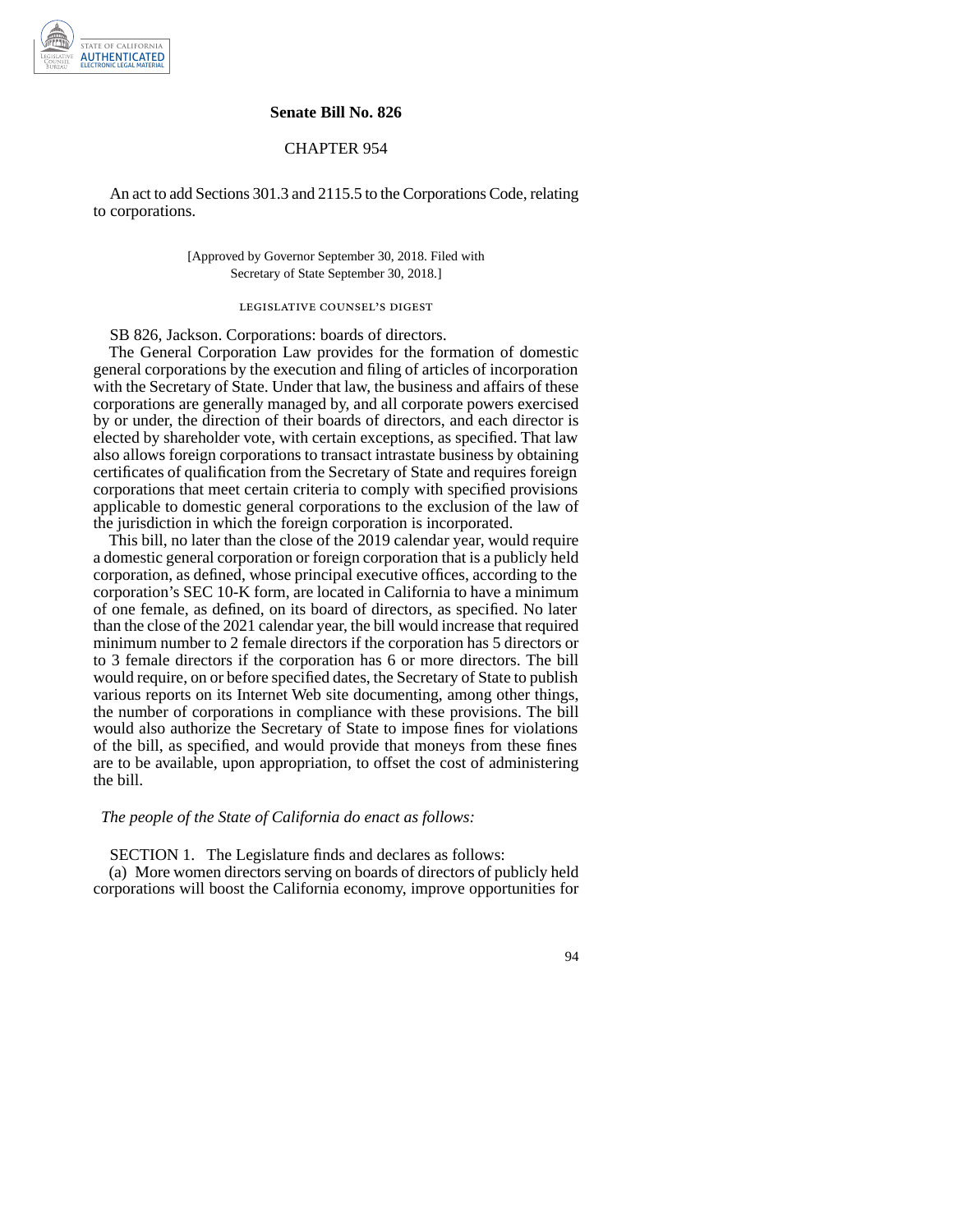# Senate Bill No. 826

## CHAPTER 954

An act to add Sections 301.3 and 2115.5 to the Corporations Code, relating to corporations.

[Approved by Governor September 30, 2018. Filed with Secretary of State September 30, 2018.]

### LEGISLATIVE COUNSEL'S DIGEST

SB 826, Jackson. Corporations: boards of directors.

The General Corporation Law provides for the formation of domestic general corporations by the execution and filing of articles of incorporation with the Secretary of State. Under that law, the business and affairs of these corporations are generally managed by, and all corporate powers exercised by or under, the direction of their boards of directors, and each director is elected by shareholder vote, with certain exceptions, as specified. That law also allows foreign corporations to transact intrastate business by obtaining certificates of qualification from the Secretary of State and requires foreign corporations that meet certain criteria to comply with specified provisions applicable to domestic general corporations to the exclusion of the law of the jurisdiction in which the foreign corporation is incorporated.

This bill, no later than the close of the 2019 calendar year, would require a domestic general corporation or foreign corporation that is a publicly held corporation, as defined, whose principal executive offices, according to the corporation's SEC 10-K form, are located in California to have a minimum of one female, as defined, on its board of directors, as specified. No later than the close of the 2021 calendar year, the bill would increase that required minimum number to 2 female directors if the corporation has 5 directors or to 3 female directors if the corporation has 6 or more directors. The bill would require, on or before specified dates, the Secretary of State to publish various reports on its Internet Web site documenting, among other things, the number of corporations in compliance with these provisions. The bill would also authorize the Secretary of State to impose fines for violations of the bill, as specified, and would provide that moneys from these fines are to be available, upon appropriation, to offset the cost of administering the bill.

*The people of the State of California do enact as follows:*

SECTION 1. The Legislature finds and declares as follows:

(a) More women directors serving on boards of directors of publicly held corporations will boost the California economy, improve opportunities for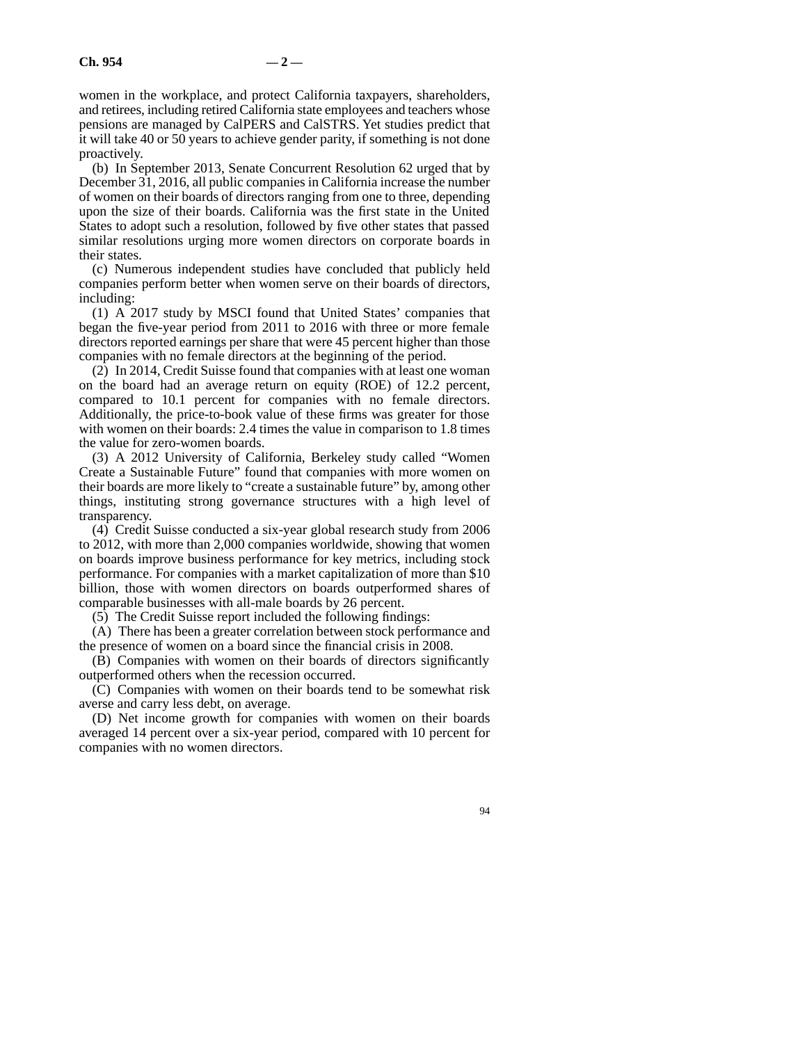women in the workplace, and protect California taxpayers, shareholders, and retirees, including retired California state employees and teachers whose pensions are managed by CalPERS and CalSTRS. Yet studies predict that it will take 40 or 50 years to achieve gender parity, if something is not done proactively.

(b) In September 2013, Senate Concurrent Resolution 62 urged that by December 31, 2016, all public companies in California increase the number of women on their boards of directors ranging from one to three, depending upon the size of their boards. California was the first state in the United States to adopt such a resolution, followed by five other states that passed similar resolutions urging more women directors on corporate boards in their states.

(c) Numerous independent studies have concluded that publicly held companies perform better when women serve on their boards of directors, including:

(1) A 2017 study by MSCI found that United States' companies that began the five-year period from 2011 to 2016 with three or more female directors reported earnings per share that were 45 percent higher than those companies with no female directors at the beginning of the period.

(2) In 2014, Credit Suisse found that companies with at least one woman on the board had an average return on equity (ROE) of 12.2 percent, compared to 10.1 percent for companies with no female directors. Additionally, the price-to-book value of these firms was greater for those with women on their boards: 2.4 times the value in comparison to 1.8 times the value for zero-women boards.

(3) A 2012 University of California, Berkeley study called "Women Create a Sustainable Future" found that companies with more women on their boards are more likely to "create a sustainable future" by, among other things, instituting strong governance structures with a high level of transparency.

(4) Credit Suisse conducted a six-year global research study from 2006 to 2012, with more than 2,000 companies worldwide, showing that women on boards improve business performance for key metrics, including stock performance. For companies with a market capitalization of more than $10 billion, those with women directors on boards outperformed shares of comparable businesses with all-male boards by 26 percent.

(5) The Credit Suisse report included the following findings:

(A) There has been a greater correlation between stock performance and the presence of women on a board since the financial crisis in 2008.

(B) Companies with women on their boards of directors significantly outperformed others when the recession occurred.

(C) Companies with women on their boards tend to be somewhat risk averse and carry less debt, on average.

(D) Net income growth for companies with women on their boards averaged 14 percent over a six-year period, compared with 10 percent for companies with no women directors.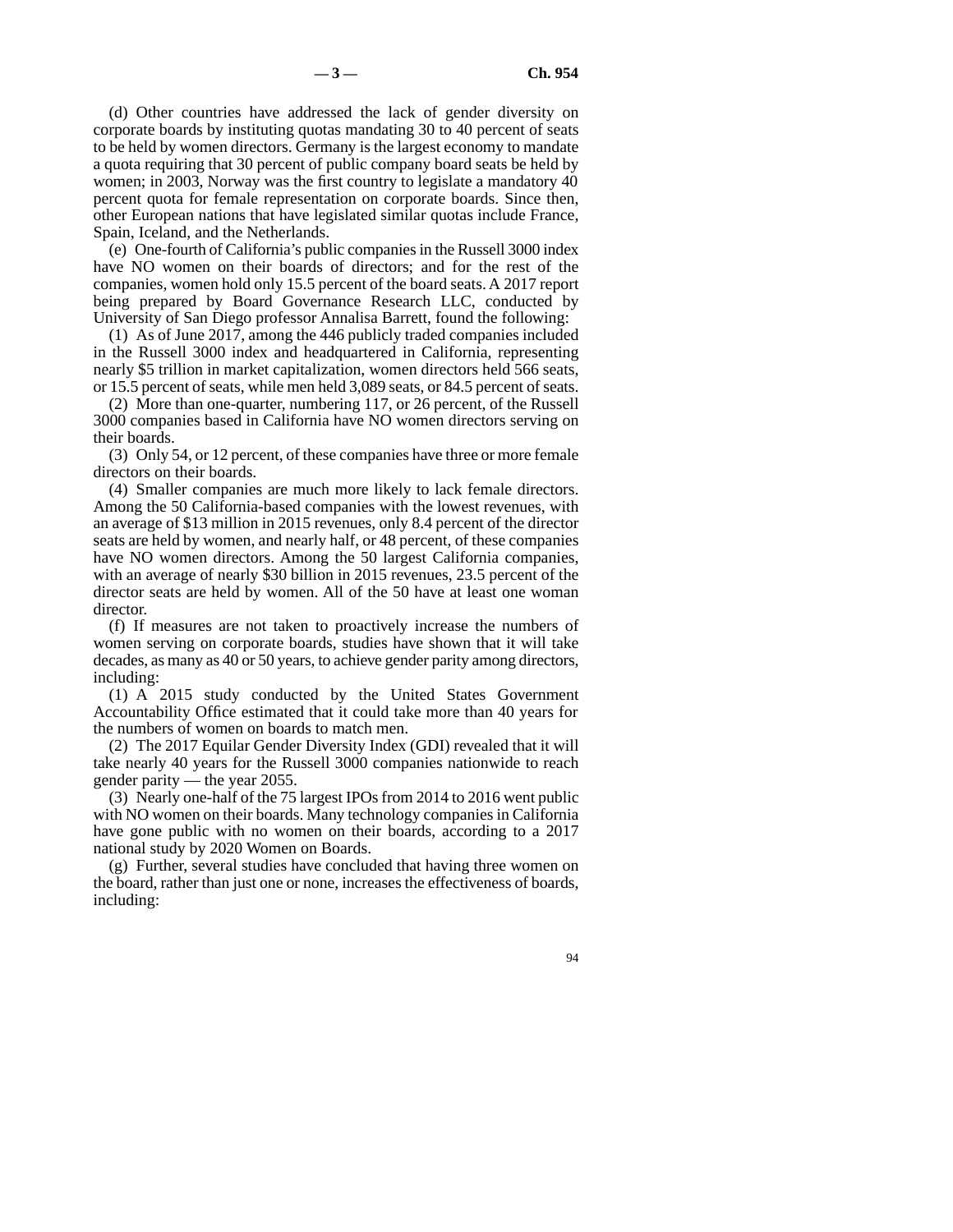(d) Other countries have addressed the lack of gender diversity on corporate boards by instituting quotas mandating 30 to 40 percent of seats to be held by women directors. Germany is the largest economy to mandate a quota requiring that 30 percent of public company board seats be held by women; in 2003, Norway was the first country to legislate a mandatory 40 percent quota for female representation on corporate boards. Since then, other European nations that have legislated similar quotas include France, Spain, Iceland, and the Netherlands.

(e) One-fourth of California's public companies in the Russell 3000 index have NO women on their boards of directors; and for the rest of the companies, women hold only 15.5 percent of the board seats. A 2017 report being prepared by Board Governance Research LLC, conducted by University of San Diego professor Annalisa Barrett, found the following:

(1) As of June 2017, among the 446 publicly traded companies included in the Russell 3000 index and headquartered in California, representing nearly $5 trillion in market capitalization, women directors held 566 seats, or 15.5 percent of seats, while men held 3,089 seats, or 84.5 percent of seats.

(2) More than one-quarter, numbering 117, or 26 percent, of the Russell 3000 companies based in California have NO women directors serving on their boards.

(3) Only 54, or 12 percent, of these companies have three or more female directors on their boards.

(4) Smaller companies are much more likely to lack female directors. Among the 50 California-based companies with the lowest revenues, with an average of $13 million in 2015 revenues, only 8.4 percent of the director seats are held by women, and nearly half, or 48 percent, of these companies have NO women directors. Among the 50 largest California companies, with an average of nearly $30 billion in 2015 revenues, 23.5 percent of the director seats are held by women. All of the 50 have at least one woman director.

(f) If measures are not taken to proactively increase the numbers of women serving on corporate boards, studies have shown that it will take decades, as many as 40 or 50 years, to achieve gender parity among directors, including:

(1) A 2015 study conducted by the United States Government Accountability Office estimated that it could take more than 40 years for the numbers of women on boards to match men.

(2) The 2017 Equilar Gender Diversity Index (GDI) revealed that it will take nearly 40 years for the Russell 3000 companies nationwide to reach gender parity — the year 2055.

(3) Nearly one-half of the 75 largest IPOs from 2014 to 2016 went public with NO women on their boards. Many technology companies in California have gone public with no women on their boards, according to a 2017 national study by 2020 Women on Boards.

(g) Further, several studies have concluded that having three women on the board, rather than just one or none, increases the effectiveness of boards, including: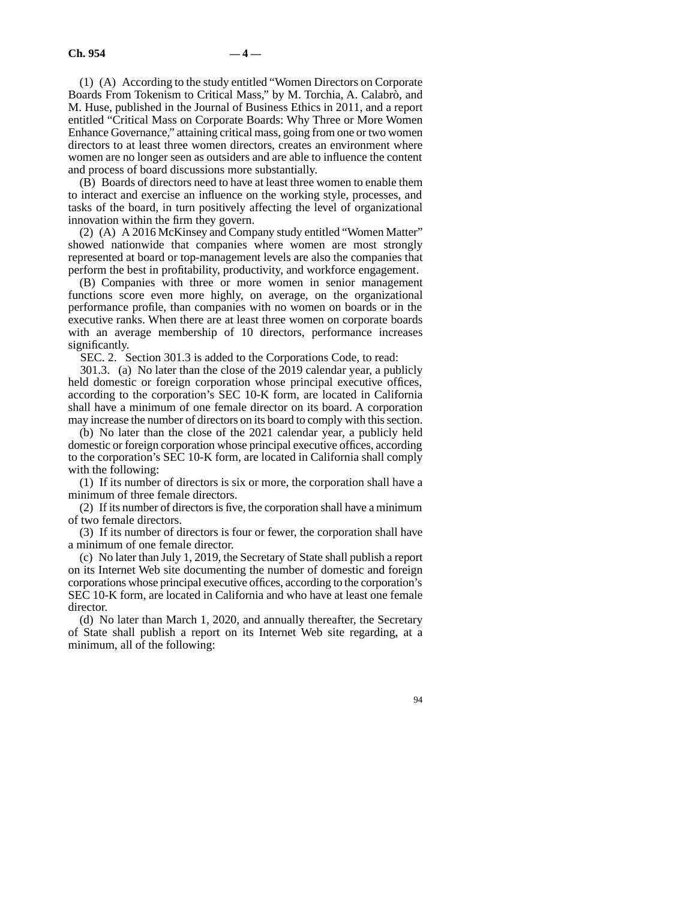(1) (A) According to the study entitled "Women Directors on Corporate Boards From Tokenism to Critical Mass," by M. Torchia, A. Calabrò, and M. Huse, published in the Journal of Business Ethics in 2011, and a report entitled "Critical Mass on Corporate Boards: Why Three or More Women Enhance Governance," attaining critical mass, going from one or two women directors to at least three women directors, creates an environment where women are no longer seen as outsiders and are able to influence the content and process of board discussions more substantially.

(B) Boards of directors need to have at least three women to enable them to interact and exercise an influence on the working style, processes, and tasks of the board, in turn positively affecting the level of organizational innovation within the firm they govern.

(2) (A) A 2016 McKinsey and Company study entitled "Women Matter" showed nationwide that companies where women are most strongly represented at board or top-management levels are also the companies that perform the best in profitability, productivity, and workforce engagement.

(B) Companies with three or more women in senior management functions score even more highly, on average, on the organizational performance profile, than companies with no women on boards or in the executive ranks. When there are at least three women on corporate boards with an average membership of 10 directors, performance increases significantly.

SEC. 2. Section 301.3 is added to the Corporations Code, to read:

301.3. (a) No later than the close of the 2019 calendar year, a publicly held domestic or foreign corporation whose principal executive offices, according to the corporation's SEC 10-K form, are located in California shall have a minimum of one female director on its board. A corporation may increase the number of directors on its board to comply with this section.

(b) No later than the close of the 2021 calendar year, a publicly held domestic or foreign corporation whose principal executive offices, according to the corporation's SEC 10-K form, are located in California shall comply with the following:

(1) If its number of directors is six or more, the corporation shall have a minimum of three female directors.

(2) If its number of directors is five, the corporation shall have a minimum of two female directors.

(3) If its number of directors is four or fewer, the corporation shall have a minimum of one female director.

(c) No later than July 1, 2019, the Secretary of State shall publish a report on its Internet Web site documenting the number of domestic and foreign corporations whose principal executive offices, according to the corporation's SEC 10-K form, are located in California and who have at least one female director.

(d) No later than March 1, 2020, and annually thereafter, the Secretary of State shall publish a report on its Internet Web site regarding, at a minimum, all of the following: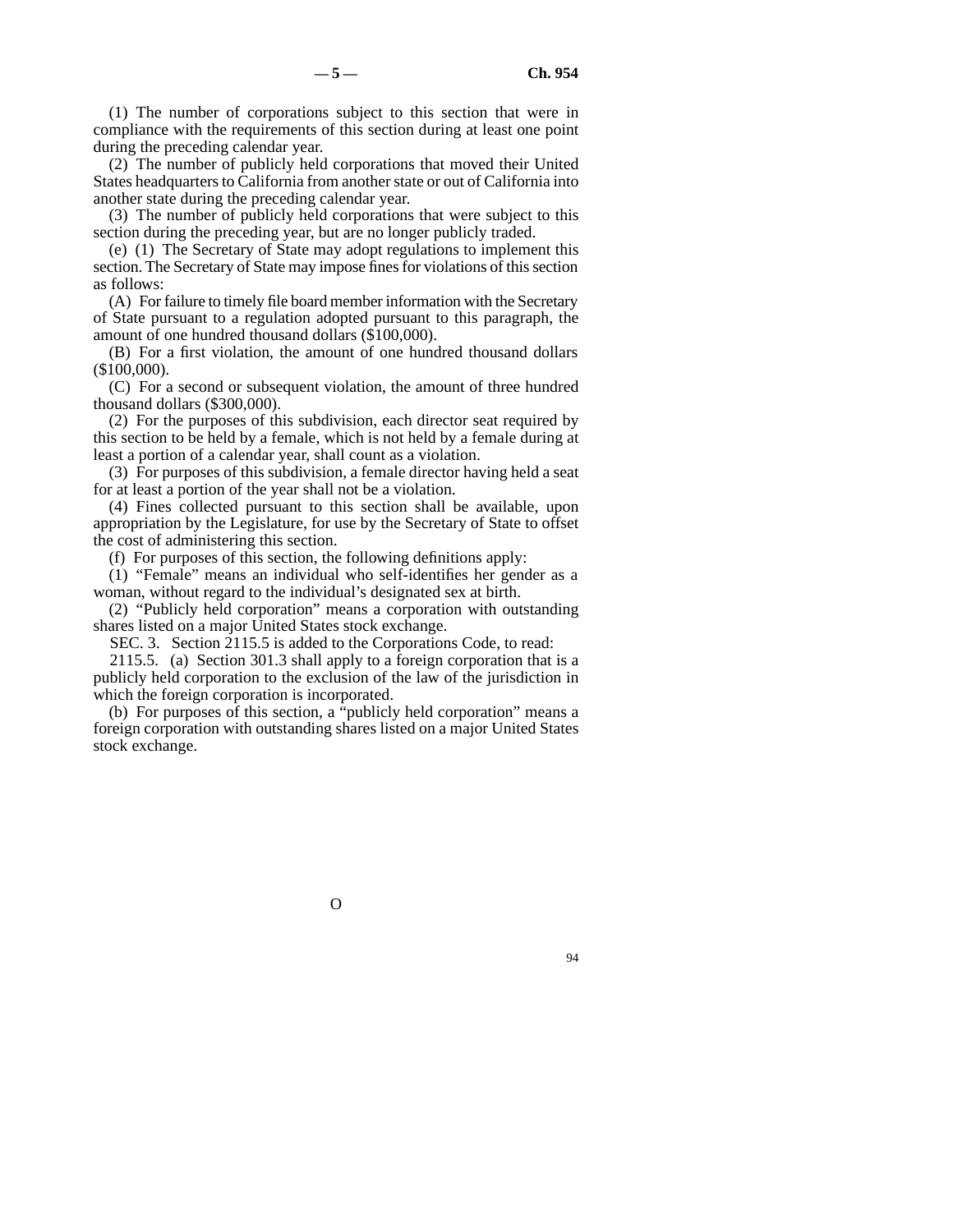(1) The number of corporations subject to this section that were in compliance with the requirements of this section during at least one point during the preceding calendar year.

(2) The number of publicly held corporations that moved their United States headquarters to California from another state or out of California into another state during the preceding calendar year.

(3) The number of publicly held corporations that were subject to this section during the preceding year, but are no longer publicly traded.

(e) (1) The Secretary of State may adopt regulations to implement this section. The Secretary of State may impose fines for violations of this section as follows:

(A) For failure to timely file board member information with the Secretary of State pursuant to a regulation adopted pursuant to this paragraph, the amount of one hundred thousand dollars ($100,000).

(B) For a first violation, the amount of one hundred thousand dollars ($100,000).

(C) For a second or subsequent violation, the amount of three hundred thousand dollars ($300,000).

(2) For the purposes of this subdivision, each director seat required by this section to be held by a female, which is not held by a female during at least a portion of a calendar year, shall count as a violation.

(3) For purposes of this subdivision, a female director having held a seat for at least a portion of the year shall not be a violation.

(4) Fines collected pursuant to this section shall be available, upon appropriation by the Legislature, for use by the Secretary of State to offset the cost of administering this section.

(f) For purposes of this section, the following definitions apply:

(1) "Female" means an individual who self-identifies her gender as a woman, without regard to the individual's designated sex at birth.

(2) "Publicly held corporation" means a corporation with outstanding shares listed on a major United States stock exchange.

SEC. 3. Section 2115.5 is added to the Corporations Code, to read:

2115.5. (a) Section 301.3 shall apply to a foreign corporation that is a publicly held corporation to the exclusion of the law of the jurisdiction in which the foreign corporation is incorporated.

(b) For purposes of this section, a "publicly held corporation" means a foreign corporation with outstanding shares listed on a major United States stock exchange.

O